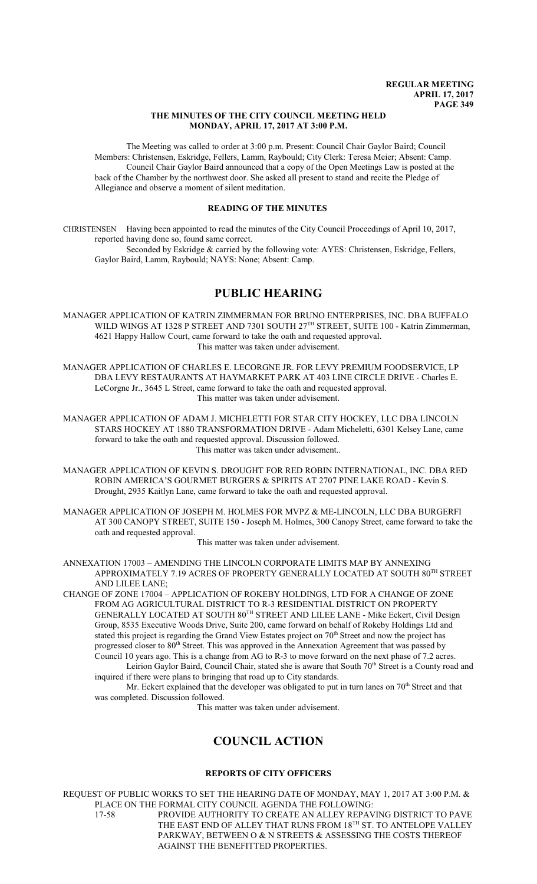**THE MINUTES OF THE CITY COUNCIL MEETING HELD MONDAY, APRIL 17, 2017 AT 3:00 P.M.**

The Meeting was called to order at 3:00 p.m. Present: Council Chair Gaylor Baird; Council Members: Christensen, Eskridge, Fellers, Lamm, Raybould; City Clerk: Teresa Meier; Absent: Camp.

Council Chair Gaylor Baird announced that a copy of the Open Meetings Law is posted at the back of the Chamber by the northwest door. She asked all present to stand and recite the Pledge of Allegiance and observe a moment of silent meditation.

**READING OF THE MINUTES**

CHRISTENSEN Having been appointed to read the minutes of the City Council Proceedings of April 10, 2017, reported having done so, found same correct.

Seconded by Eskridge & carried by the following vote: AYES: Christensen, Eskridge, Fellers, Gaylor Baird, Lamm, Raybould; NAYS: None; Absent: Camp.

# PUBLIC HEARING

MANAGER APPLICATION OF KATRIN ZIMMERMAN FOR BRUNO ENTERPRISES, INC. DBA BUFFALO WILD WINGS AT 1328 P STREET AND 7301 SOUTH 27TH STREET, SUITE 100 - Katrin Zimmerman, 4621 Happy Hallow Court, came forward to take the oath and requested approval.

This matter was taken under advisement.

MANAGER APPLICATION OF CHARLES E. LECORGNE JR. FOR LEVY PREMIUM FOODSERVICE, LP DBA LEVY RESTAURANTS AT HAYMARKET PARK AT 403 LINE CIRCLE DRIVE - Charles E. LeCorgne Jr., 3645 L Street, came forward to take the oath and requested approval.

This matter was taken under advisement.

MANAGER APPLICATION OF ADAM J. MICHELETTI FOR STAR CITY HOCKEY, LLC DBA LINCOLN STARS HOCKEY AT 1880 TRANSFORMATION DRIVE - Adam Micheletti, 6301 Kelsey Lane, came forward to take the oath and requested approval. Discussion followed.

This matter was taken under advisement..

MANAGER APPLICATION OF KEVIN S. DROUGHT FOR RED ROBIN INTERNATIONAL, INC. DBA RED ROBIN AMERICA'S GOURMET BURGERS & SPIRITS AT 2707 PINE LAKE ROAD - Kevin S. Drought, 2935 Kaitlyn Lane, came forward to take the oath and requested approval.

MANAGER APPLICATION OF JOSEPH M. HOLMES FOR MVPZ & ME-LINCOLN, LLC DBA BURGERFI AT 300 CANOPY STREET, SUITE 150 - Joseph M. Holmes, 300 Canopy Street, came forward to take the oath and requested approval.

This matter was taken under advisement.

ANNEXATION 17003 – AMENDING THE LINCOLN CORPORATE LIMITS MAP BY ANNEXING APPROXIMATELY 7.19 ACRES OF PROPERTY GENERALLY LOCATED AT SOUTH 80TH STREET AND LILEE LANE;

CHANGE OF ZONE 17004 – APPLICATION OF ROKEBY HOLDINGS, LTD FOR A CHANGE OF ZONE FROM AG AGRICULTURAL DISTRICT TO R-3 RESIDENTIAL DISTRICT ON PROPERTY GENERALLY LOCATED AT SOUTH 80TH STREET AND LILEE LANE - Mike Eckert, Civil Design Group, 8535 Executive Woods Drive, Suite 200, came forward on behalf of Rokeby Holdings Ltd and stated this project is regarding the Grand View Estates project on 70th Street and now the project has progressed closer to 80th Street. This was approved in the Annexation Agreement that was passed by Council 10 years ago. This is a change from AG to R-3 to move forward on the next phase of 7.2 acres.

Leirion Gaylor Baird, Council Chair, stated she is aware that South 70th Street is a County road and inquired if there were plans to bringing that road up to City standards.

Mr. Eckert explained that the developer was obligated to put in turn lanes on 70th Street and that was completed. Discussion followed.

This matter was taken under advisement.

# COUNCIL ACTION

**REPORTS OF CITY OFFICERS**

REQUEST OF PUBLIC WORKS TO SET THE HEARING DATE OF MONDAY, MAY 1, 2017 AT 3:00 P.M. & PLACE ON THE FORMAL CITY COUNCIL AGENDA THE FOLLOWING:

17-58 PROVIDE AUTHORITY TO CREATE AN ALLEY REPAVING DISTRICT TO PAVE THE EAST END OF ALLEY THAT RUNS FROM 18TH ST. TO ANTELOPE VALLEY PARKWAY, BETWEEN O & N STREETS & ASSESSING THE COSTS THEREOF AGAINST THE BENEFITTED PROPERTIES.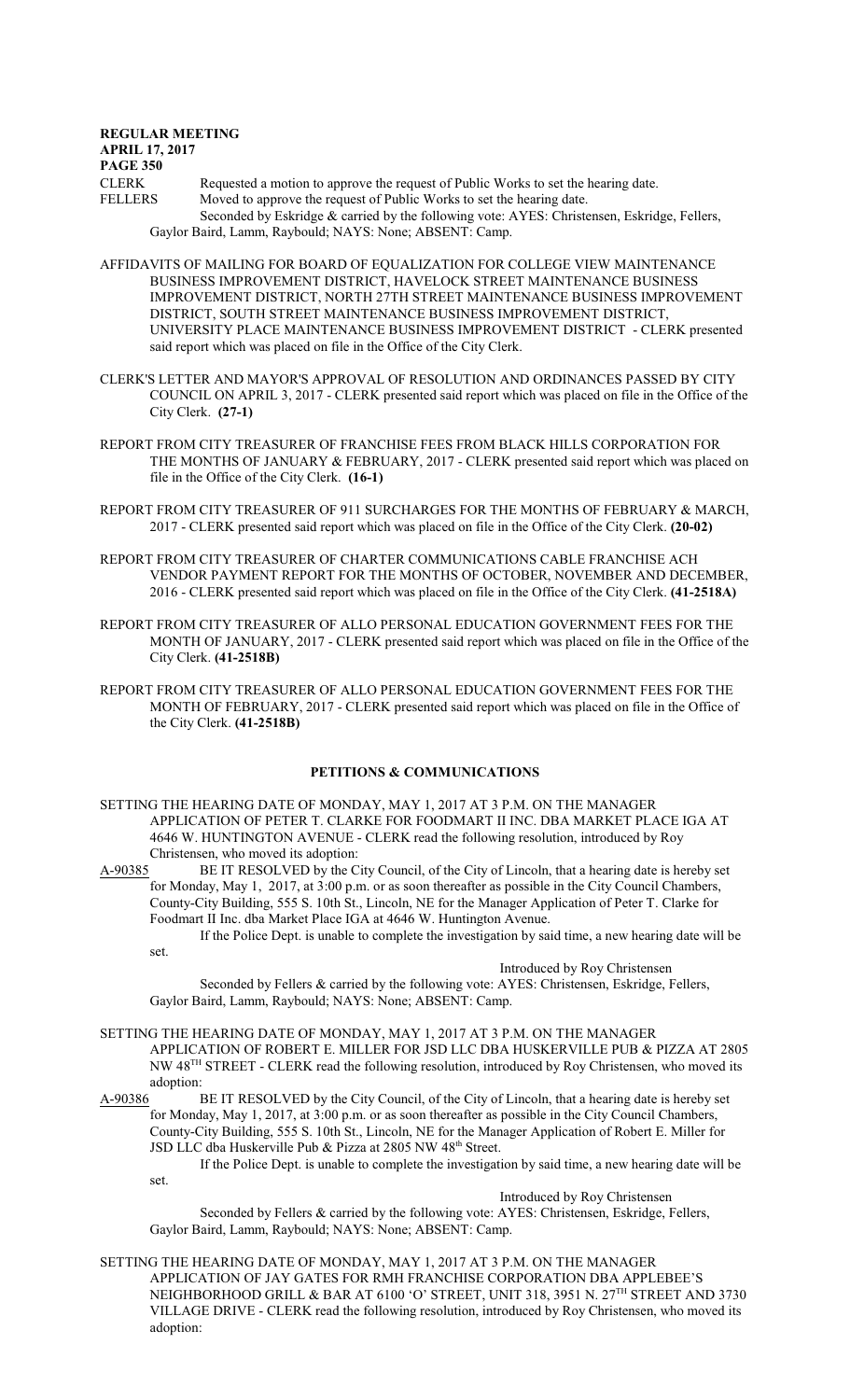CLERK Requested a motion to approve the request of Public Works to set the hearing date.

FELLERS Moved to approve the request of Public Works to set the hearing date.

Seconded by Eskridge & carried by the following vote: AYES: Christensen, Eskridge, Fellers, Gaylor Baird, Lamm, Raybould; NAYS: None; ABSENT: Camp.

AFFIDAVITS OF MAILING FOR BOARD OF EQUALIZATION FOR COLLEGE VIEW MAINTENANCE BUSINESS IMPROVEMENT DISTRICT, HAVELOCK STREET MAINTENANCE BUSINESS IMPROVEMENT DISTRICT, NORTH 27TH STREET MAINTENANCE BUSINESS IMPROVEMENT DISTRICT, SOUTH STREET MAINTENANCE BUSINESS IMPROVEMENT DISTRICT, UNIVERSITY PLACE MAINTENANCE BUSINESS IMPROVEMENT DISTRICT - CLERK presented said report which was placed on file in the Office of the City Clerk.

CLERK'S LETTER AND MAYOR'S APPROVAL OF RESOLUTION AND ORDINANCES PASSED BY CITY COUNCIL ON APRIL 3, 2017 - CLERK presented said report which was placed on file in the Office of the City Clerk. **(27-1)**

REPORT FROM CITY TREASURER OF FRANCHISE FEES FROM BLACK HILLS CORPORATION FOR THE MONTHS OF JANUARY & FEBRUARY, 2017 - CLERK presented said report which was placed on file in the Office of the City Clerk. **(16-1)**

REPORT FROM CITY TREASURER OF 911 SURCHARGES FOR THE MONTHS OF FEBRUARY & MARCH, 2017 - CLERK presented said report which was placed on file in the Office of the City Clerk. **(20-02)**

REPORT FROM CITY TREASURER OF CHARTER COMMUNICATIONS CABLE FRANCHISE ACH VENDOR PAYMENT REPORT FOR THE MONTHS OF OCTOBER, NOVEMBER AND DECEMBER, 2016 - CLERK presented said report which was placed on file in the Office of the City Clerk. **(41-2518A)**

REPORT FROM CITY TREASURER OF ALLO PERSONAL EDUCATION GOVERNMENT FEES FOR THE MONTH OF JANUARY, 2017 - CLERK presented said report which was placed on file in the Office of the City Clerk. **(41-2518B)**

REPORT FROM CITY TREASURER OF ALLO PERSONAL EDUCATION GOVERNMENT FEES FOR THE MONTH OF FEBRUARY, 2017 - CLERK presented said report which was placed on file in the Office of the City Clerk. **(41-2518B)**

## PETITIONS & COMMUNICATIONS

SETTING THE HEARING DATE OF MONDAY, MAY 1, 2017 AT 3 P.M. ON THE MANAGER APPLICATION OF PETER T. CLARKE FOR FOODMART II INC. DBA MARKET PLACE IGA AT 4646 W. HUNTINGTON AVENUE - CLERK read the following resolution, introduced by Roy Christensen, who moved its adoption:

A-90385 BE IT RESOLVED by the City Council, of the City of Lincoln, that a hearing date is hereby set for Monday, May 1, 2017, at 3:00 p.m. or as soon thereafter as possible in the City Council Chambers, County-City Building, 555 S. 10th St., Lincoln, NE for the Manager Application of Peter T. Clarke for Foodmart II Inc. dba Market Place IGA at 4646 W. Huntington Avenue.

If the Police Dept. is unable to complete the investigation by said time, a new hearing date will be set.

Introduced by Roy Christensen

Seconded by Fellers & carried by the following vote: AYES: Christensen, Eskridge, Fellers, Gaylor Baird, Lamm, Raybould; NAYS: None; ABSENT: Camp.

SETTING THE HEARING DATE OF MONDAY, MAY 1, 2017 AT 3 P.M. ON THE MANAGER APPLICATION OF ROBERT E. MILLER FOR JSD LLC DBA HUSKERVILLE PUB & PIZZA AT 2805 NW 48TH STREET - CLERK read the following resolution, introduced by Roy Christensen, who moved its adoption:

A-90386 BE IT RESOLVED by the City Council, of the City of Lincoln, that a hearing date is hereby set for Monday, May 1, 2017, at 3:00 p.m. or as soon thereafter as possible in the City Council Chambers, County-City Building, 555 S. 10th St., Lincoln, NE for the Manager Application of Robert E. Miller for JSD LLC dba Huskerville Pub & Pizza at 2805 NW 48th Street.

If the Police Dept. is unable to complete the investigation by said time, a new hearing date will be set.

Introduced by Roy Christensen

Seconded by Fellers & carried by the following vote: AYES: Christensen, Eskridge, Fellers, Gaylor Baird, Lamm, Raybould; NAYS: None; ABSENT: Camp.

SETTING THE HEARING DATE OF MONDAY, MAY 1, 2017 AT 3 P.M. ON THE MANAGER APPLICATION OF JAY GATES FOR RMH FRANCHISE CORPORATION DBA APPLEBEE'S NEIGHBORHOOD GRILL & BAR AT 6100 'O' STREET, UNIT 318, 3951 N. 27TH STREET AND 3730 VILLAGE DRIVE - CLERK read the following resolution, introduced by Roy Christensen, who moved its adoption: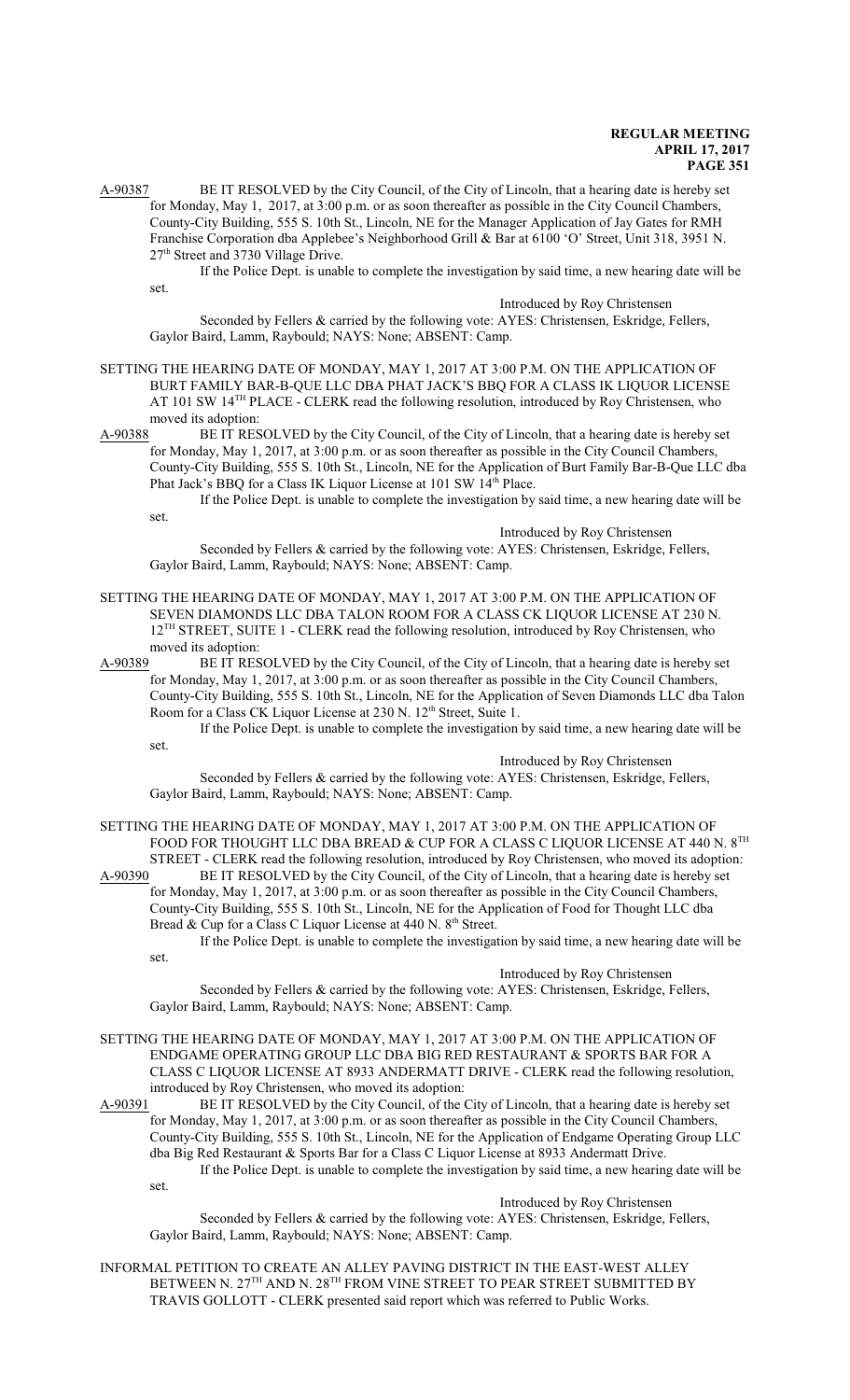A-90387 BE IT RESOLVED by the City Council, of the City of Lincoln, that a hearing date is hereby set for Monday, May 1, 2017, at 3:00 p.m. or as soon thereafter as possible in the City Council Chambers, County-City Building, 555 S. 10th St., Lincoln, NE for the Manager Application of Jay Gates for RMH Franchise Corporation dba Applebee's Neighborhood Grill & Bar at 6100 'O' Street, Unit 318, 3951 N. 27th Street and 3730 Village Drive.

If the Police Dept. is unable to complete the investigation by said time, a new hearing date will be set.

Introduced by Roy Christensen

Seconded by Fellers & carried by the following vote: AYES: Christensen, Eskridge, Fellers, Gaylor Baird, Lamm, Raybould; NAYS: None; ABSENT: Camp.

SETTING THE HEARING DATE OF MONDAY, MAY 1, 2017 AT 3:00 P.M. ON THE APPLICATION OF BURT FAMILY BAR-B-QUE LLC DBA PHAT JACK'S BBQ FOR A CLASS IK LIQUOR LICENSE AT 101 SW 14TH PLACE - CLERK read the following resolution, introduced by Roy Christensen, who moved its adoption:

A-90388 BE IT RESOLVED by the City Council, of the City of Lincoln, that a hearing date is hereby set for Monday, May 1, 2017, at 3:00 p.m. or as soon thereafter as possible in the City Council Chambers, County-City Building, 555 S. 10th St., Lincoln, NE for the Application of Burt Family Bar-B-Que LLC dba Phat Jack's BBQ for a Class IK Liquor License at 101 SW 14th Place.

If the Police Dept. is unable to complete the investigation by said time, a new hearing date will be set.

Introduced by Roy Christensen

Seconded by Fellers & carried by the following vote: AYES: Christensen, Eskridge, Fellers, Gaylor Baird, Lamm, Raybould; NAYS: None; ABSENT: Camp.

SETTING THE HEARING DATE OF MONDAY, MAY 1, 2017 AT 3:00 P.M. ON THE APPLICATION OF SEVEN DIAMONDS LLC DBA TALON ROOM FOR A CLASS CK LIQUOR LICENSE AT 230 N. 12TH STREET, SUITE 1 - CLERK read the following resolution, introduced by Roy Christensen, who moved its adoption:

A-90389 BE IT RESOLVED by the City Council, of the City of Lincoln, that a hearing date is hereby set for Monday, May 1, 2017, at 3:00 p.m. or as soon thereafter as possible in the City Council Chambers, County-City Building, 555 S. 10th St., Lincoln, NE for the Application of Seven Diamonds LLC dba Talon Room for a Class CK Liquor License at 230 N. 12th Street, Suite 1.

If the Police Dept. is unable to complete the investigation by said time, a new hearing date will be set.

Introduced by Roy Christensen

Seconded by Fellers & carried by the following vote: AYES: Christensen, Eskridge, Fellers, Gaylor Baird, Lamm, Raybould; NAYS: None; ABSENT: Camp.

SETTING THE HEARING DATE OF MONDAY, MAY 1, 2017 AT 3:00 P.M. ON THE APPLICATION OF FOOD FOR THOUGHT LLC DBA BREAD & CUP FOR A CLASS C LIQUOR LICENSE AT 440 N. 8TH STREET - CLERK read the following resolution, introduced by Roy Christensen, who moved its adoption:

A-90390 BE IT RESOLVED by the City Council, of the City of Lincoln, that a hearing date is hereby set for Monday, May 1, 2017, at 3:00 p.m. or as soon thereafter as possible in the City Council Chambers, County-City Building, 555 S. 10th St., Lincoln, NE for the Application of Food for Thought LLC dba Bread & Cup for a Class C Liquor License at 440 N. 8th Street.

If the Police Dept. is unable to complete the investigation by said time, a new hearing date will be set.

Introduced by Roy Christensen

Seconded by Fellers & carried by the following vote: AYES: Christensen, Eskridge, Fellers, Gaylor Baird, Lamm, Raybould; NAYS: None; ABSENT: Camp.

SETTING THE HEARING DATE OF MONDAY, MAY 1, 2017 AT 3:00 P.M. ON THE APPLICATION OF ENDGAME OPERATING GROUP LLC DBA BIG RED RESTAURANT & SPORTS BAR FOR A CLASS C LIQUOR LICENSE AT 8933 ANDERMATT DRIVE - CLERK read the following resolution, introduced by Roy Christensen, who moved its adoption:

A-90391 BE IT RESOLVED by the City Council, of the City of Lincoln, that a hearing date is hereby set for Monday, May 1, 2017, at 3:00 p.m. or as soon thereafter as possible in the City Council Chambers, County-City Building, 555 S. 10th St., Lincoln, NE for the Application of Endgame Operating Group LLC dba Big Red Restaurant & Sports Bar for a Class C Liquor License at 8933 Andermatt Drive.

If the Police Dept. is unable to complete the investigation by said time, a new hearing date will be set.

Introduced by Roy Christensen

Seconded by Fellers & carried by the following vote: AYES: Christensen, Eskridge, Fellers, Gaylor Baird, Lamm, Raybould; NAYS: None; ABSENT: Camp.

INFORMAL PETITION TO CREATE AN ALLEY PAVING DISTRICT IN THE EAST-WEST ALLEY BETWEEN N. 27TH AND N. 28TH FROM VINE STREET TO PEAR STREET SUBMITTED BY TRAVIS GOLLOTT - CLERK presented said report which was referred to Public Works.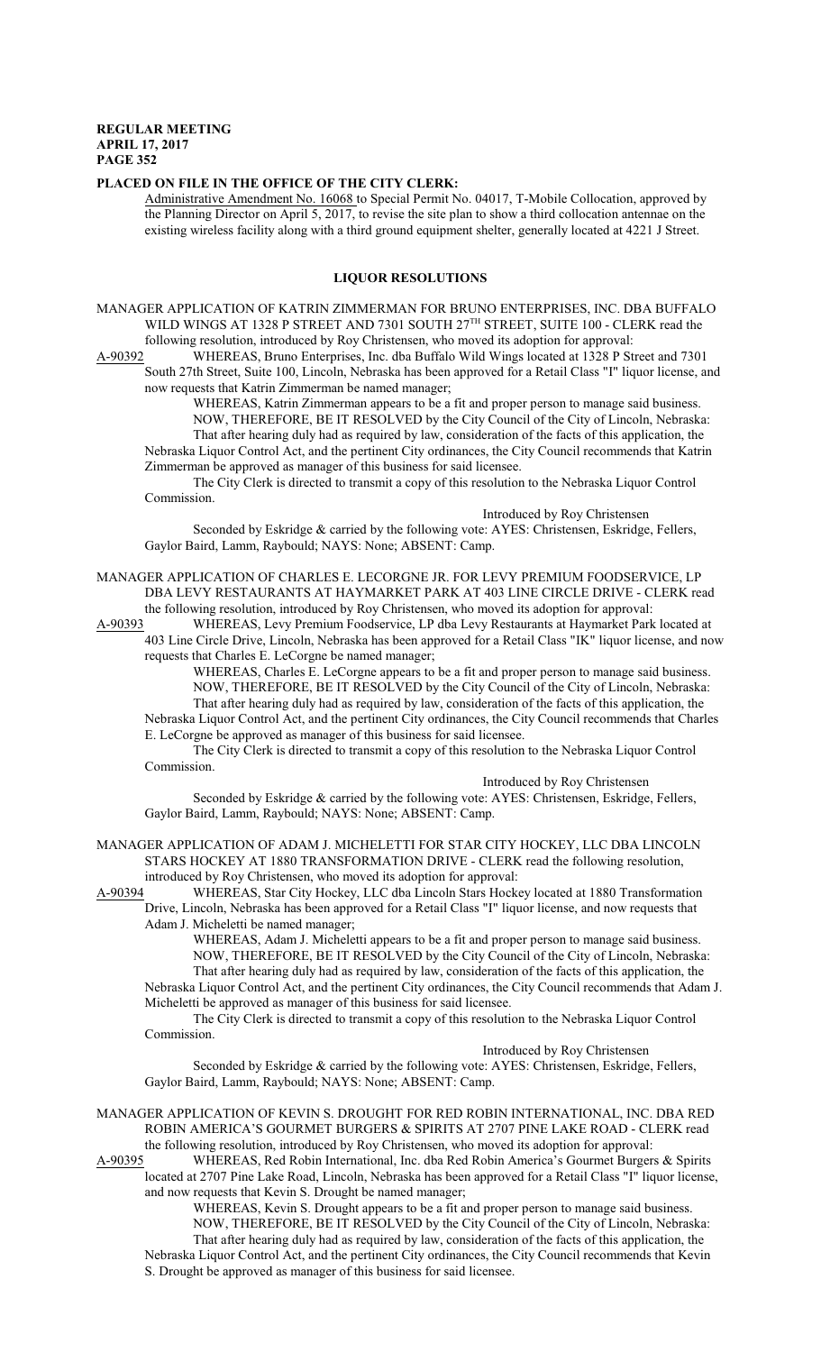**PLACED ON FILE IN THE OFFICE OF THE CITY CLERK:**

Administrative Amendment No. 16068 to Special Permit No. 04017, T-Mobile Collocation, approved by the Planning Director on April 5, 2017, to revise the site plan to show a third collocation antennae on the existing wireless facility along with a third ground equipment shelter, generally located at 4221 J Street.

## LIQUOR RESOLUTIONS

MANAGER APPLICATION OF KATRIN ZIMMERMAN FOR BRUNO ENTERPRISES, INC. DBA BUFFALO WILD WINGS AT 1328 P STREET AND 7301 SOUTH 27TH STREET, SUITE 100 - CLERK read the following resolution, introduced by Roy Christensen, who moved its adoption for approval:

A-90392 WHEREAS, Bruno Enterprises, Inc. dba Buffalo Wild Wings located at 1328 P Street and 7301 South 27th Street, Suite 100, Lincoln, Nebraska has been approved for a Retail Class "I" liquor license, and now requests that Katrin Zimmerman be named manager;

WHEREAS, Katrin Zimmerman appears to be a fit and proper person to manage said business.

NOW, THEREFORE, BE IT RESOLVED by the City Council of the City of Lincoln, Nebraska:

That after hearing duly had as required by law, consideration of the facts of this application, the Nebraska Liquor Control Act, and the pertinent City ordinances, the City Council recommends that Katrin Zimmerman be approved as manager of this business for said licensee.

The City Clerk is directed to transmit a copy of this resolution to the Nebraska Liquor Control Commission.

Introduced by Roy Christensen

Seconded by Eskridge & carried by the following vote: AYES: Christensen, Eskridge, Fellers, Gaylor Baird, Lamm, Raybould; NAYS: None; ABSENT: Camp.

MANAGER APPLICATION OF CHARLES E. LECORGNE JR. FOR LEVY PREMIUM FOODSERVICE, LP DBA LEVY RESTAURANTS AT HAYMARKET PARK AT 403 LINE CIRCLE DRIVE - CLERK read the following resolution, introduced by Roy Christensen, who moved its adoption for approval:

A-90393 WHEREAS, Levy Premium Foodservice, LP dba Levy Restaurants at Haymarket Park located at 403 Line Circle Drive, Lincoln, Nebraska has been approved for a Retail Class "IK" liquor license, and now requests that Charles E. LeCorgne be named manager;

WHEREAS, Charles E. LeCorgne appears to be a fit and proper person to manage said business.

NOW, THEREFORE, BE IT RESOLVED by the City Council of the City of Lincoln, Nebraska:

That after hearing duly had as required by law, consideration of the facts of this application, the Nebraska Liquor Control Act, and the pertinent City ordinances, the City Council recommends that Charles E. LeCorgne be approved as manager of this business for said licensee.

The City Clerk is directed to transmit a copy of this resolution to the Nebraska Liquor Control Commission.

Introduced by Roy Christensen

Seconded by Eskridge & carried by the following vote: AYES: Christensen, Eskridge, Fellers, Gaylor Baird, Lamm, Raybould; NAYS: None; ABSENT: Camp.

MANAGER APPLICATION OF ADAM J. MICHELETTI FOR STAR CITY HOCKEY, LLC DBA LINCOLN STARS HOCKEY AT 1880 TRANSFORMATION DRIVE - CLERK read the following resolution, introduced by Roy Christensen, who moved its adoption for approval:

A-90394 WHEREAS, Star City Hockey, LLC dba Lincoln Stars Hockey located at 1880 Transformation Drive, Lincoln, Nebraska has been approved for a Retail Class "I" liquor license, and now requests that Adam J. Micheletti be named manager;

WHEREAS, Adam J. Micheletti appears to be a fit and proper person to manage said business.

NOW, THEREFORE, BE IT RESOLVED by the City Council of the City of Lincoln, Nebraska:

That after hearing duly had as required by law, consideration of the facts of this application, the Nebraska Liquor Control Act, and the pertinent City ordinances, the City Council recommends that Adam J. Micheletti be approved as manager of this business for said licensee.

The City Clerk is directed to transmit a copy of this resolution to the Nebraska Liquor Control Commission.

Introduced by Roy Christensen

Seconded by Eskridge & carried by the following vote: AYES: Christensen, Eskridge, Fellers, Gaylor Baird, Lamm, Raybould; NAYS: None; ABSENT: Camp.

MANAGER APPLICATION OF KEVIN S. DROUGHT FOR RED ROBIN INTERNATIONAL, INC. DBA RED ROBIN AMERICA'S GOURMET BURGERS & SPIRITS AT 2707 PINE LAKE ROAD - CLERK read the following resolution, introduced by Roy Christensen, who moved its adoption for approval:

A-90395 WHEREAS, Red Robin International, Inc. dba Red Robin America's Gourmet Burgers & Spirits located at 2707 Pine Lake Road, Lincoln, Nebraska has been approved for a Retail Class "I" liquor license, and now requests that Kevin S. Drought be named manager;

WHEREAS, Kevin S. Drought appears to be a fit and proper person to manage said business.

NOW, THEREFORE, BE IT RESOLVED by the City Council of the City of Lincoln, Nebraska:

That after hearing duly had as required by law, consideration of the facts of this application, the Nebraska Liquor Control Act, and the pertinent City ordinances, the City Council recommends that Kevin S. Drought be approved as manager of this business for said licensee.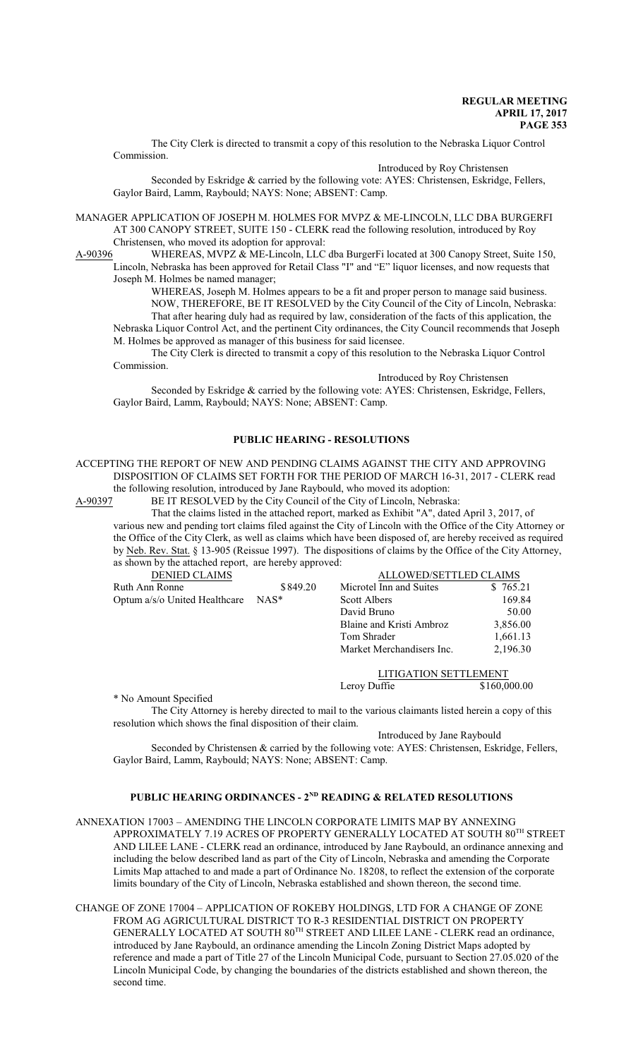The City Clerk is directed to transmit a copy of this resolution to the Nebraska Liquor Control Commission.

Introduced by Roy Christensen

Seconded by Eskridge & carried by the following vote: AYES: Christensen, Eskridge, Fellers, Gaylor Baird, Lamm, Raybould; NAYS: None; ABSENT: Camp.

MANAGER APPLICATION OF JOSEPH M. HOLMES FOR MVPZ & ME-LINCOLN, LLC DBA BURGERFI AT 300 CANOPY STREET, SUITE 150 - CLERK read the following resolution, introduced by Roy Christensen, who moved its adoption for approval:

A-90396 WHEREAS, MVPZ & ME-Lincoln, LLC dba BurgerFi located at 300 Canopy Street, Suite 150, Lincoln, Nebraska has been approved for Retail Class "I" and "E" liquor licenses, and now requests that Joseph M. Holmes be named manager;

WHEREAS, Joseph M. Holmes appears to be a fit and proper person to manage said business.

NOW, THEREFORE, BE IT RESOLVED by the City Council of the City of Lincoln, Nebraska: That after hearing duly had as required by law, consideration of the facts of this application, the Nebraska Liquor Control Act, and the pertinent City ordinances, the City Council recommends that Joseph M. Holmes be approved as manager of this business for said licensee.

The City Clerk is directed to transmit a copy of this resolution to the Nebraska Liquor Control Commission.

Introduced by Roy Christensen

Seconded by Eskridge & carried by the following vote: AYES: Christensen, Eskridge, Fellers, Gaylor Baird, Lamm, Raybould; NAYS: None; ABSENT: Camp.

## PUBLIC HEARING - RESOLUTIONS

ACCEPTING THE REPORT OF NEW AND PENDING CLAIMS AGAINST THE CITY AND APPROVING DISPOSITION OF CLAIMS SET FORTH FOR THE PERIOD OF MARCH 16-31, 2017 - CLERK read the following resolution, introduced by Jane Raybould, who moved its adoption:

A-90397 BE IT RESOLVED by the City Council of the City of Lincoln, Nebraska:

That the claims listed in the attached report, marked as Exhibit "A", dated April 3, 2017, of various new and pending tort claims filed against the City of Lincoln with the Office of the City Attorney or the Office of the City Clerk, as well as claims which have been disposed of, are hereby received as required by Neb. Rev. Stat. § 13-905 (Reissue 1997). The dispositions of claims by the Office of the City Attorney, as shown by the attached report, are hereby approved:

| DENIED CLAIMS | | ALLOWED/SETTLED CLAIMS | |
|---|---|---|---|
| Ruth Ann Ronne | $849.20 | Microtel Inn and Suites | $ 765.21 |
| Optum a/s/o United Healthcare | NAS* | Scott Albers | 169.84 |
| | | David Bruno | 50.00 |
| | | Blaine and Kristi Ambroz | 3,856.00 |
| | | Tom Shrader | 1,661.13 |
| | | Market Merchandisers Inc. | 2,196.30 |
| | | LITIGATION SETTLEMENT | |
| | | Leroy Duffie | $160,000.00 |

\* No Amount Specified

The City Attorney is hereby directed to mail to the various claimants listed herein a copy of this resolution which shows the final disposition of their claim.

Introduced by Jane Raybould

Seconded by Christensen & carried by the following vote: AYES: Christensen, Eskridge, Fellers, Gaylor Baird, Lamm, Raybould; NAYS: None; ABSENT: Camp.

## PUBLIC HEARING ORDINANCES - 2ND READING & RELATED RESOLUTIONS

ANNEXATION 17003 – AMENDING THE LINCOLN CORPORATE LIMITS MAP BY ANNEXING APPROXIMATELY 7.19 ACRES OF PROPERTY GENERALLY LOCATED AT SOUTH 80TH STREET AND LILEE LANE - CLERK read an ordinance, introduced by Jane Raybould, an ordinance annexing and including the below described land as part of the City of Lincoln, Nebraska and amending the Corporate Limits Map attached to and made a part of Ordinance No. 18208, to reflect the extension of the corporate limits boundary of the City of Lincoln, Nebraska established and shown thereon, the second time.

CHANGE OF ZONE 17004 – APPLICATION OF ROKEBY HOLDINGS, LTD FOR A CHANGE OF ZONE FROM AG AGRICULTURAL DISTRICT TO R-3 RESIDENTIAL DISTRICT ON PROPERTY GENERALLY LOCATED AT SOUTH 80TH STREET AND LILEE LANE - CLERK read an ordinance, introduced by Jane Raybould, an ordinance amending the Lincoln Zoning District Maps adopted by reference and made a part of Title 27 of the Lincoln Municipal Code, pursuant to Section 27.05.020 of the Lincoln Municipal Code, by changing the boundaries of the districts established and shown thereon, the second time.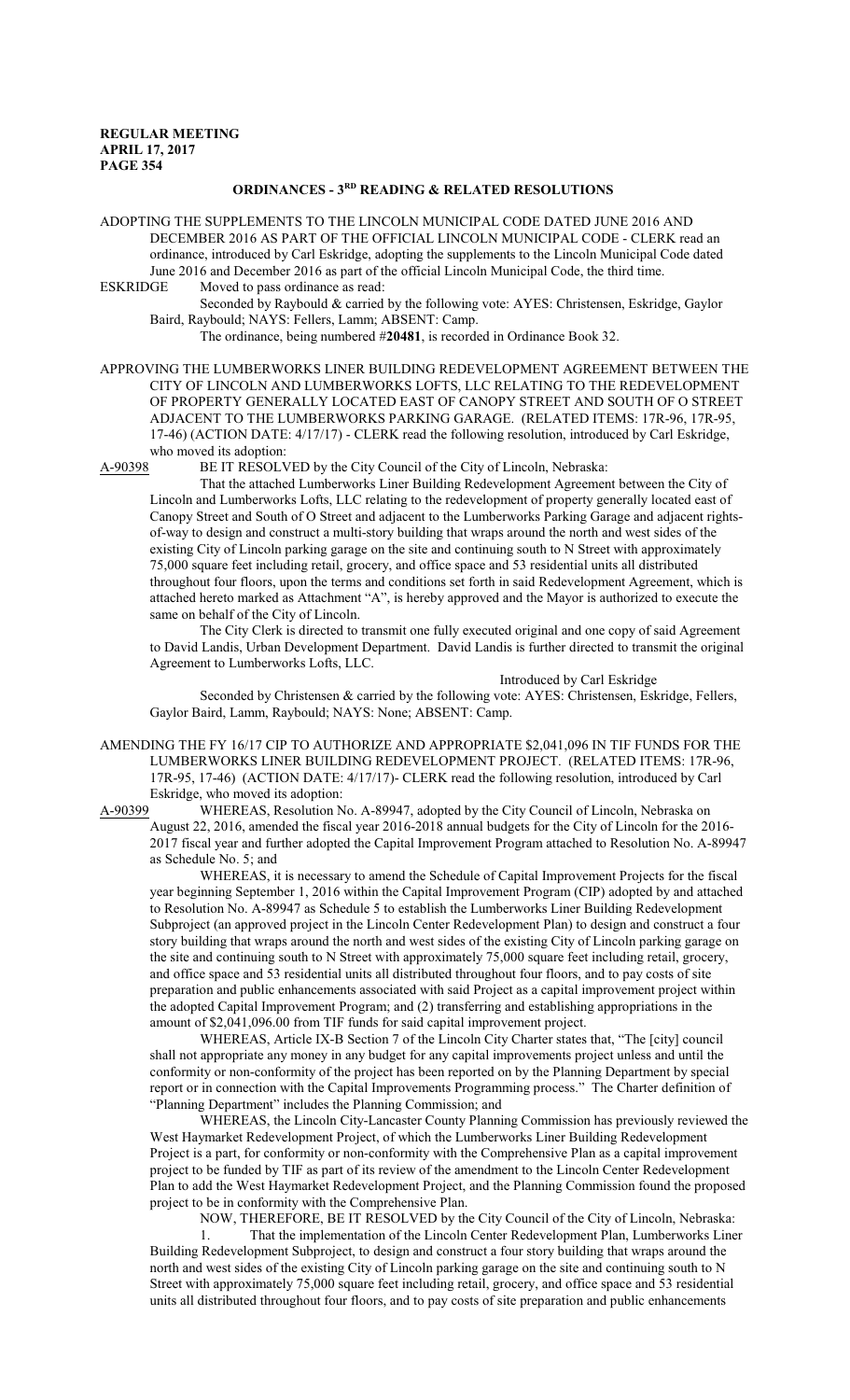## ORDINANCES - 3RD READING & RELATED RESOLUTIONS

ADOPTING THE SUPPLEMENTS TO THE LINCOLN MUNICIPAL CODE DATED JUNE 2016 AND DECEMBER 2016 AS PART OF THE OFFICIAL LINCOLN MUNICIPAL CODE - CLERK read an ordinance, introduced by Carl Eskridge, adopting the supplements to the Lincoln Municipal Code dated June 2016 and December 2016 as part of the official Lincoln Municipal Code, the third time.

ESKRIDGE Moved to pass ordinance as read:

Seconded by Raybould & carried by the following vote: AYES: Christensen, Eskridge, Gaylor Baird, Raybould; NAYS: Fellers, Lamm; ABSENT: Camp.

The ordinance, being numbered #**20481**, is recorded in Ordinance Book 32.

APPROVING THE LUMBERWORKS LINER BUILDING REDEVELOPMENT AGREEMENT BETWEEN THE CITY OF LINCOLN AND LUMBERWORKS LOFTS, LLC RELATING TO THE REDEVELOPMENT OF PROPERTY GENERALLY LOCATED EAST OF CANOPY STREET AND SOUTH OF O STREET ADJACENT TO THE LUMBERWORKS PARKING GARAGE. (RELATED ITEMS: 17R-96, 17R-95, 17-46) (ACTION DATE: 4/17/17) - CLERK read the following resolution, introduced by Carl Eskridge, who moved its adoption:

A-90398 BE IT RESOLVED by the City Council of the City of Lincoln, Nebraska:

That the attached Lumberworks Liner Building Redevelopment Agreement between the City of Lincoln and Lumberworks Lofts, LLC relating to the redevelopment of property generally located east of Canopy Street and South of O Street and adjacent to the Lumberworks Parking Garage and adjacent rights-of-way to design and construct a multi-story building that wraps around the north and west sides of the existing City of Lincoln parking garage on the site and continuing south to N Street with approximately 75,000 square feet including retail, grocery, and office space and 53 residential units all distributed throughout four floors, upon the terms and conditions set forth in said Redevelopment Agreement, which is attached hereto marked as Attachment "A", is hereby approved and the Mayor is authorized to execute the same on behalf of the City of Lincoln.

The City Clerk is directed to transmit one fully executed original and one copy of said Agreement to David Landis, Urban Development Department. David Landis is further directed to transmit the original Agreement to Lumberworks Lofts, LLC.

Introduced by Carl Eskridge

Seconded by Christensen & carried by the following vote: AYES: Christensen, Eskridge, Fellers, Gaylor Baird, Lamm, Raybould; NAYS: None; ABSENT: Camp.

AMENDING THE FY 16/17 CIP TO AUTHORIZE AND APPROPRIATE $2,041,096 IN TIF FUNDS FOR THE LUMBERWORKS LINER BUILDING REDEVELOPMENT PROJECT. (RELATED ITEMS: 17R-96, 17R-95, 17-46) (ACTION DATE: 4/17/17)- CLERK read the following resolution, introduced by Carl Eskridge, who moved its adoption:

A-90399 WHEREAS, Resolution No. A-89947, adopted by the City Council of Lincoln, Nebraska on August 22, 2016, amended the fiscal year 2016-2018 annual budgets for the City of Lincoln for the 2016-2017 fiscal year and further adopted the Capital Improvement Program attached to Resolution No. A-89947 as Schedule No. 5; and

WHEREAS, it is necessary to amend the Schedule of Capital Improvement Projects for the fiscal year beginning September 1, 2016 within the Capital Improvement Program (CIP) adopted by and attached to Resolution No. A-89947 as Schedule 5 to establish the Lumberworks Liner Building Redevelopment Subproject (an approved project in the Lincoln Center Redevelopment Plan) to design and construct a four story building that wraps around the north and west sides of the existing City of Lincoln parking garage on the site and continuing south to N Street with approximately 75,000 square feet including retail, grocery, and office space and 53 residential units all distributed throughout four floors, and to pay costs of site preparation and public enhancements associated with said Project as a capital improvement project within the adopted Capital Improvement Program; and (2) transferring and establishing appropriations in the amount of $2,041,096.00 from TIF funds for said capital improvement project.

WHEREAS, Article IX-B Section 7 of the Lincoln City Charter states that, "The [city] council shall not appropriate any money in any budget for any capital improvements project unless and until the conformity or non-conformity of the project has been reported on by the Planning Department by special report or in connection with the Capital Improvements Programming process." The Charter definition of "Planning Department" includes the Planning Commission; and

WHEREAS, the Lincoln City-Lancaster County Planning Commission has previously reviewed the West Haymarket Redevelopment Project, of which the Lumberworks Liner Building Redevelopment Project is a part, for conformity or non-conformity with the Comprehensive Plan as a capital improvement project to be funded by TIF as part of its review of the amendment to the Lincoln Center Redevelopment Plan to add the West Haymarket Redevelopment Project, and the Planning Commission found the proposed project to be in conformity with the Comprehensive Plan.

NOW, THEREFORE, BE IT RESOLVED by the City Council of the City of Lincoln, Nebraska:

1. That the implementation of the Lincoln Center Redevelopment Plan, Lumberworks Liner Building Redevelopment Subproject, to design and construct a four story building that wraps around the north and west sides of the existing City of Lincoln parking garage on the site and continuing south to N Street with approximately 75,000 square feet including retail, grocery, and office space and 53 residential units all distributed throughout four floors, and to pay costs of site preparation and public enhancements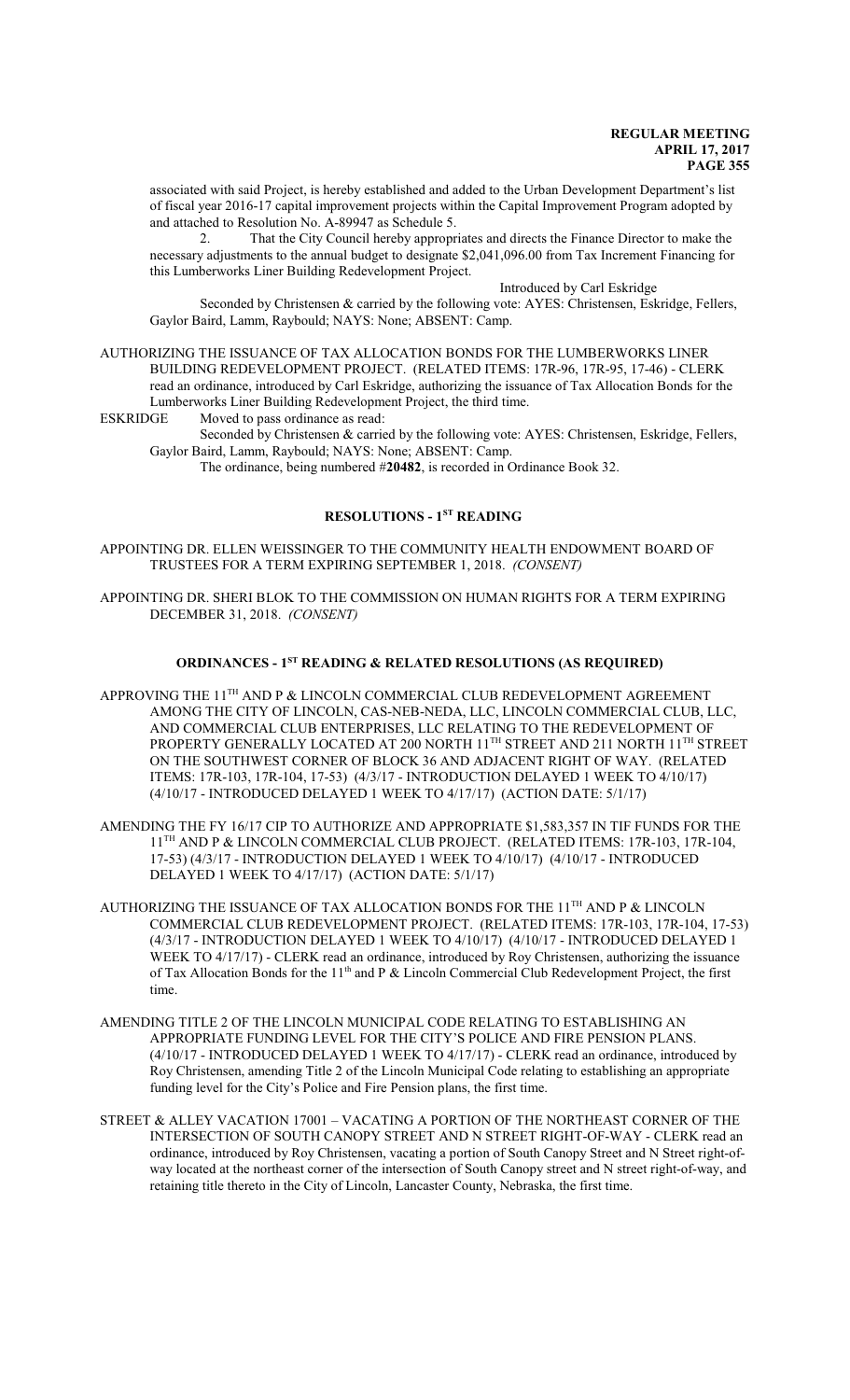associated with said Project, is hereby established and added to the Urban Development Department's list of fiscal year 2016-17 capital improvement projects within the Capital Improvement Program adopted by and attached to Resolution No. A-89947 as Schedule 5.

2. That the City Council hereby appropriates and directs the Finance Director to make the necessary adjustments to the annual budget to designate $2,041,096.00 from Tax Increment Financing for this Lumberworks Liner Building Redevelopment Project.

Introduced by Carl Eskridge

Seconded by Christensen & carried by the following vote: AYES: Christensen, Eskridge, Fellers, Gaylor Baird, Lamm, Raybould; NAYS: None; ABSENT: Camp.

AUTHORIZING THE ISSUANCE OF TAX ALLOCATION BONDS FOR THE LUMBERWORKS LINER BUILDING REDEVELOPMENT PROJECT. (RELATED ITEMS: 17R-96, 17R-95, 17-46) - CLERK read an ordinance, introduced by Carl Eskridge, authorizing the issuance of Tax Allocation Bonds for the Lumberworks Liner Building Redevelopment Project, the third time.

ESKRIDGE Moved to pass ordinance as read:

Seconded by Christensen & carried by the following vote: AYES: Christensen, Eskridge, Fellers, Gaylor Baird, Lamm, Raybould; NAYS: None; ABSENT: Camp.

The ordinance, being numbered #**20482**, is recorded in Ordinance Book 32.

## RESOLUTIONS - 1ST READING

APPOINTING DR. ELLEN WEISSINGER TO THE COMMUNITY HEALTH ENDOWMENT BOARD OF TRUSTEES FOR A TERM EXPIRING SEPTEMBER 1, 2018. *(CONSENT)*

APPOINTING DR. SHERI BLOK TO THE COMMISSION ON HUMAN RIGHTS FOR A TERM EXPIRING DECEMBER 31, 2018. *(CONSENT)*

## ORDINANCES - 1ST READING & RELATED RESOLUTIONS (AS REQUIRED)

APPROVING THE 11TH AND P & LINCOLN COMMERCIAL CLUB REDEVELOPMENT AGREEMENT AMONG THE CITY OF LINCOLN, CAS-NEB-NEDA, LLC, LINCOLN COMMERCIAL CLUB, LLC, AND COMMERCIAL CLUB ENTERPRISES, LLC RELATING TO THE REDEVELOPMENT OF PROPERTY GENERALLY LOCATED AT 200 NORTH 11TH STREET AND 211 NORTH 11TH STREET ON THE SOUTHWEST CORNER OF BLOCK 36 AND ADJACENT RIGHT OF WAY. (RELATED ITEMS: 17R-103, 17R-104, 17-53) (4/3/17 - INTRODUCTION DELAYED 1 WEEK TO 4/10/17) (4/10/17 - INTRODUCED DELAYED 1 WEEK TO 4/17/17) (ACTION DATE: 5/1/17)

AMENDING THE FY 16/17 CIP TO AUTHORIZE AND APPROPRIATE $1,583,357 IN TIF FUNDS FOR THE 11TH AND P & LINCOLN COMMERCIAL CLUB PROJECT. (RELATED ITEMS: 17R-103, 17R-104, 17-53) (4/3/17 - INTRODUCTION DELAYED 1 WEEK TO 4/10/17) (4/10/17 - INTRODUCED DELAYED 1 WEEK TO 4/17/17) (ACTION DATE: 5/1/17)

AUTHORIZING THE ISSUANCE OF TAX ALLOCATION BONDS FOR THE 11TH AND P & LINCOLN COMMERCIAL CLUB REDEVELOPMENT PROJECT. (RELATED ITEMS: 17R-103, 17R-104, 17-53) (4/3/17 - INTRODUCTION DELAYED 1 WEEK TO 4/10/17) (4/10/17 - INTRODUCED DELAYED 1 WEEK TO 4/17/17) - CLERK read an ordinance, introduced by Roy Christensen, authorizing the issuance of Tax Allocation Bonds for the 11th and P & Lincoln Commercial Club Redevelopment Project, the first time.

AMENDING TITLE 2 OF THE LINCOLN MUNICIPAL CODE RELATING TO ESTABLISHING AN APPROPRIATE FUNDING LEVEL FOR THE CITY'S POLICE AND FIRE PENSION PLANS. (4/10/17 - INTRODUCED DELAYED 1 WEEK TO 4/17/17) - CLERK read an ordinance, introduced by Roy Christensen, amending Title 2 of the Lincoln Municipal Code relating to establishing an appropriate funding level for the City's Police and Fire Pension plans, the first time.

STREET & ALLEY VACATION 17001 – VACATING A PORTION OF THE NORTHEAST CORNER OF THE INTERSECTION OF SOUTH CANOPY STREET AND N STREET RIGHT-OF-WAY - CLERK read an ordinance, introduced by Roy Christensen, vacating a portion of South Canopy Street and N Street right-of-way located at the northeast corner of the intersection of South Canopy street and N street right-of-way, and retaining title thereto in the City of Lincoln, Lancaster County, Nebraska, the first time.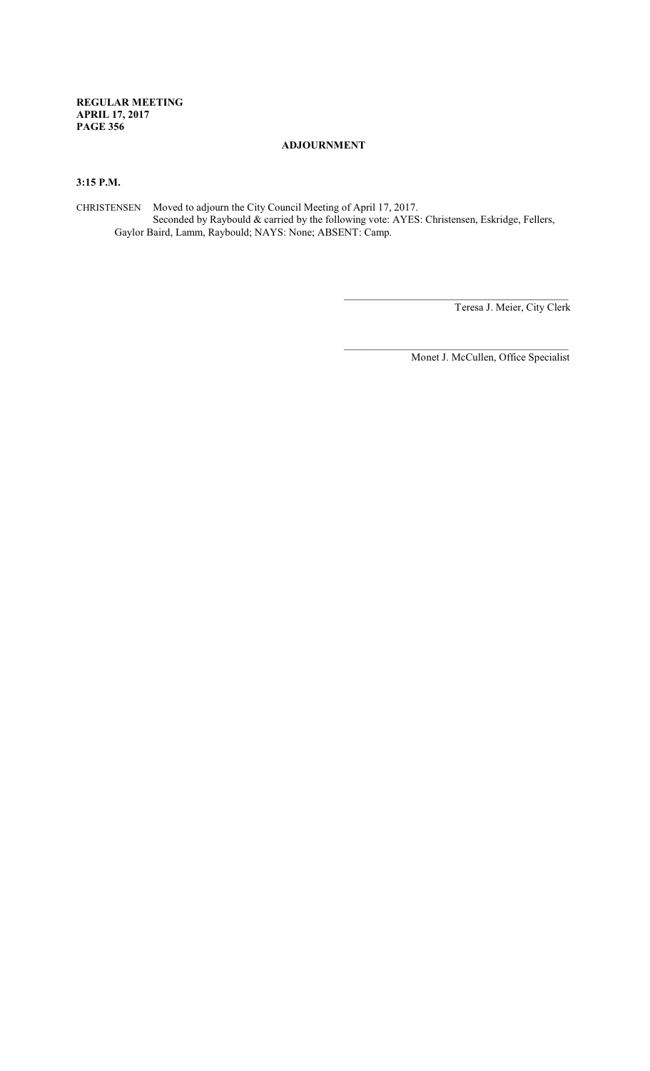## ADJOURNMENT

**3:15 P.M.**

CHRISTENSEN Moved to adjourn the City Council Meeting of April 17, 2017.
Seconded by Raybould & carried by the following vote: AYES: Christensen, Eskridge, Fellers, Gaylor Baird, Lamm, Raybould; NAYS: None; ABSENT: Camp.

\_\_\_\_\_\_\_\_\_\_\_\_\_\_\_\_\_\_\_\_\_\_\_\_\_\_\_\_\_\_\_\_\_\_\_\_\_\_\_\_

Teresa J. Meier, City Clerk

\_\_\_\_\_\_\_\_\_\_\_\_\_\_\_\_\_\_\_\_\_\_\_\_\_\_\_\_\_\_\_\_\_\_\_\_\_\_\_\_

Monet J. McCullen, Office Specialist